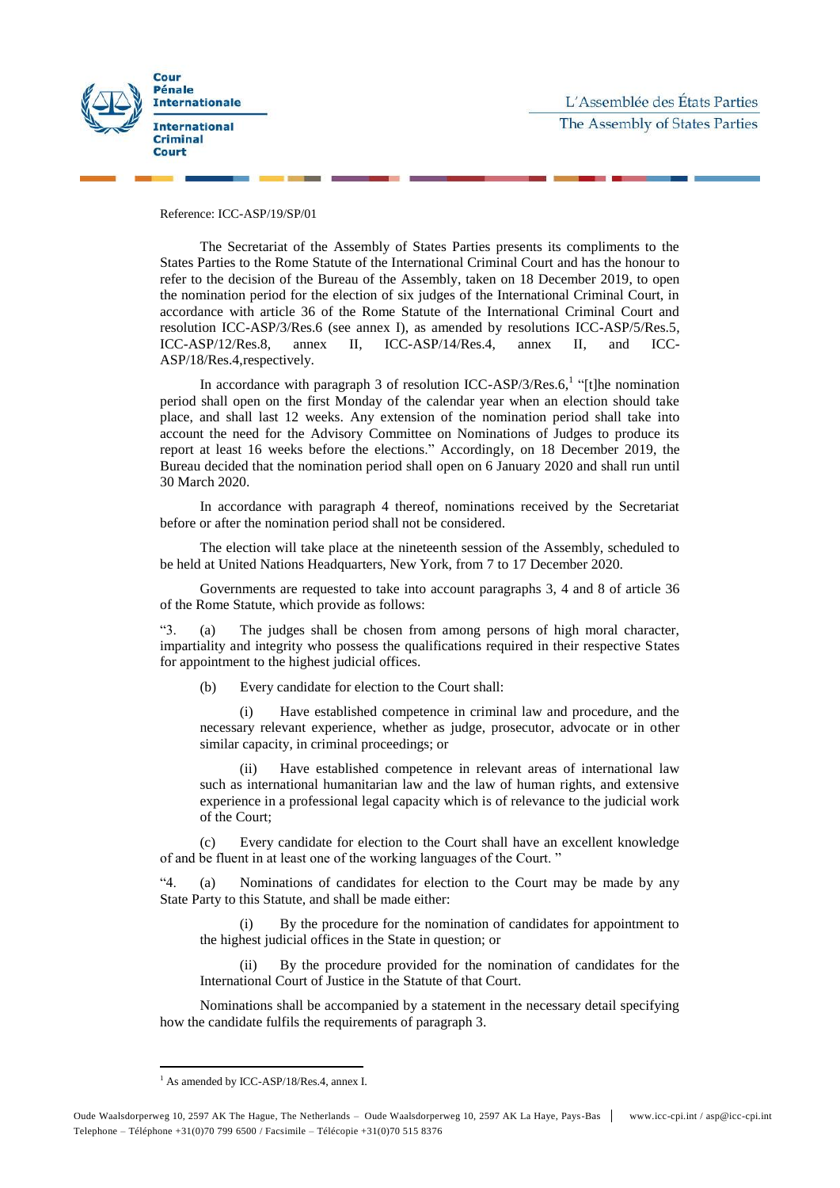Cour Pénale Internationale

International Criminal Court

L'Assemblée des États Parties

The Assembly of States Parties

Reference: ICC-ASP/19/SP/01

The Secretariat of the Assembly of States Parties presents its compliments to the States Parties to the Rome Statute of the International Criminal Court and has the honour to refer to the decision of the Bureau of the Assembly, taken on 18 December 2019, to open the nomination period for the election of six judges of the International Criminal Court, in accordance with article 36 of the Rome Statute of the International Criminal Court and resolution ICC-ASP/3/Res.6 (see annex I), as amended by resolutions ICC-ASP/5/Res.5, ICC-ASP/12/Res.8, annex II, ICC-ASP/14/Res.4, annex II, and ICC-ASP/18/Res.4,respectively.

In accordance with paragraph 3 of resolution ICC-ASP/3/Res.6,[1] "[t]he nomination period shall open on the first Monday of the calendar year when an election should take place, and shall last 12 weeks. Any extension of the nomination period shall take into account the need for the Advisory Committee on Nominations of Judges to produce its report at least 16 weeks before the elections." Accordingly, on 18 December 2019, the Bureau decided that the nomination period shall open on 6 January 2020 and shall run until 30 March 2020.

In accordance with paragraph 4 thereof, nominations received by the Secretariat before or after the nomination period shall not be considered.

The election will take place at the nineteenth session of the Assembly, scheduled to be held at United Nations Headquarters, New York, from 7 to 17 December 2020.

Governments are requested to take into account paragraphs 3, 4 and 8 of article 36 of the Rome Statute, which provide as follows:

"3. (a) The judges shall be chosen from among persons of high moral character, impartiality and integrity who possess the qualifications required in their respective States for appointment to the highest judicial offices.

(b) Every candidate for election to the Court shall:

(i) Have established competence in criminal law and procedure, and the necessary relevant experience, whether as judge, prosecutor, advocate or in other similar capacity, in criminal proceedings; or

(ii) Have established competence in relevant areas of international law such as international humanitarian law and the law of human rights, and extensive experience in a professional legal capacity which is of relevance to the judicial work of the Court;

(c) Every candidate for election to the Court shall have an excellent knowledge of and be fluent in at least one of the working languages of the Court. "

"4. (a) Nominations of candidates for election to the Court may be made by any State Party to this Statute, and shall be made either:

(i) By the procedure for the nomination of candidates for appointment to the highest judicial offices in the State in question; or

(ii) By the procedure provided for the nomination of candidates for the International Court of Justice in the Statute of that Court.

Nominations shall be accompanied by a statement in the necessary detail specifying how the candidate fulfils the requirements of paragraph 3.

[1] As amended by ICC-ASP/18/Res.4, annex I.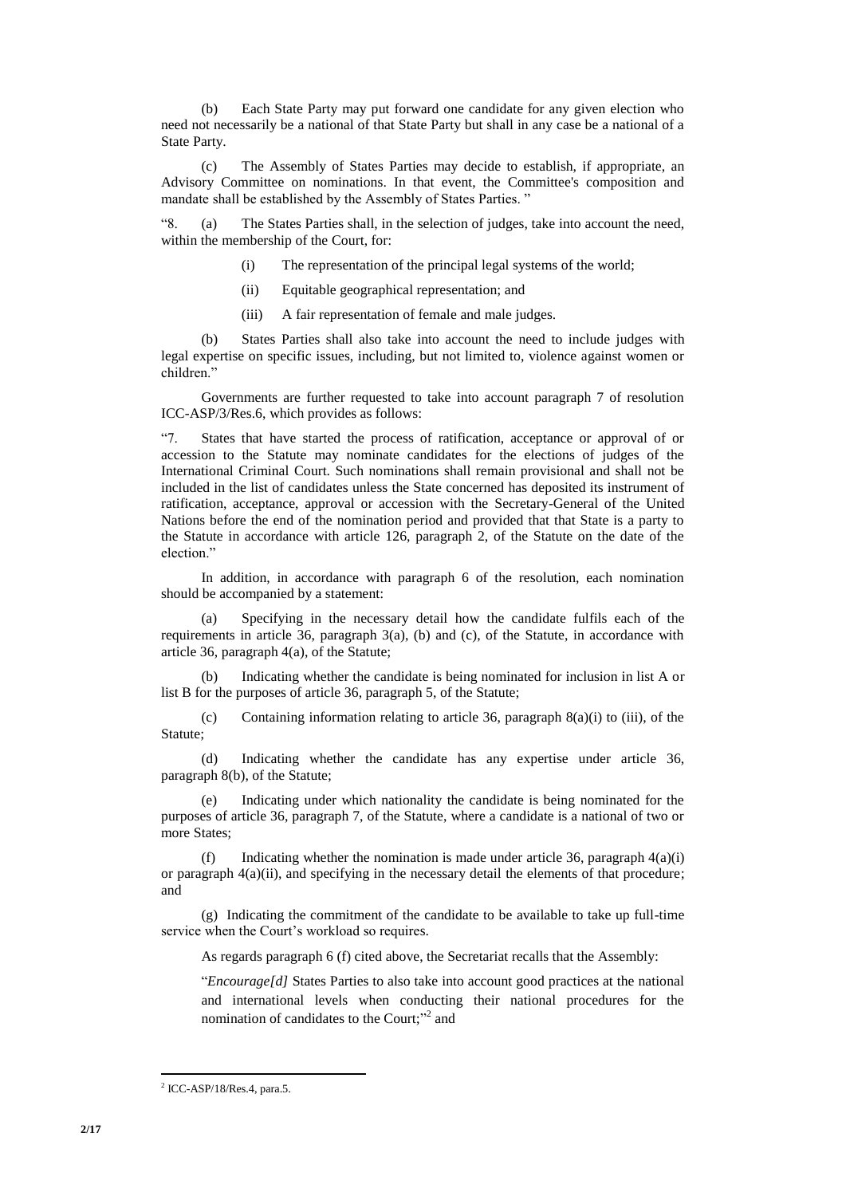(b) Each State Party may put forward one candidate for any given election who need not necessarily be a national of that State Party but shall in any case be a national of a State Party.

(c) The Assembly of States Parties may decide to establish, if appropriate, an Advisory Committee on nominations. In that event, the Committee's composition and mandate shall be established by the Assembly of States Parties. "

"8. (a) The States Parties shall, in the selection of judges, take into account the need, within the membership of the Court, for:

(i) The representation of the principal legal systems of the world;

(ii) Equitable geographical representation; and

(iii) A fair representation of female and male judges.

(b) States Parties shall also take into account the need to include judges with legal expertise on specific issues, including, but not limited to, violence against women or children."

Governments are further requested to take into account paragraph 7 of resolution ICC-ASP/3/Res.6, which provides as follows:

"7. States that have started the process of ratification, acceptance or approval of or accession to the Statute may nominate candidates for the elections of judges of the International Criminal Court. Such nominations shall remain provisional and shall not be included in the list of candidates unless the State concerned has deposited its instrument of ratification, acceptance, approval or accession with the Secretary-General of the United Nations before the end of the nomination period and provided that that State is a party to the Statute in accordance with article 126, paragraph 2, of the Statute on the date of the election."

In addition, in accordance with paragraph 6 of the resolution, each nomination should be accompanied by a statement:

(a) Specifying in the necessary detail how the candidate fulfils each of the requirements in article 36, paragraph 3(a), (b) and (c), of the Statute, in accordance with article 36, paragraph 4(a), of the Statute;

(b) Indicating whether the candidate is being nominated for inclusion in list A or list B for the purposes of article 36, paragraph 5, of the Statute;

(c) Containing information relating to article 36, paragraph 8(a)(i) to (iii), of the Statute;

(d) Indicating whether the candidate has any expertise under article 36, paragraph 8(b), of the Statute;

(e) Indicating under which nationality the candidate is being nominated for the purposes of article 36, paragraph 7, of the Statute, where a candidate is a national of two or more States;

(f) Indicating whether the nomination is made under article 36, paragraph 4(a)(i) or paragraph 4(a)(ii), and specifying in the necessary detail the elements of that procedure; and

(g) Indicating the commitment of the candidate to be available to take up full-time service when the Court's workload so requires.

As regards paragraph 6 (f) cited above, the Secretariat recalls that the Assembly:

"*Encourage[d]* States Parties to also take into account good practices at the national and international levels when conducting their national procedures for the nomination of candidates to the Court;"[2] and

---

[2] ICC-ASP/18/Res.4, para.5.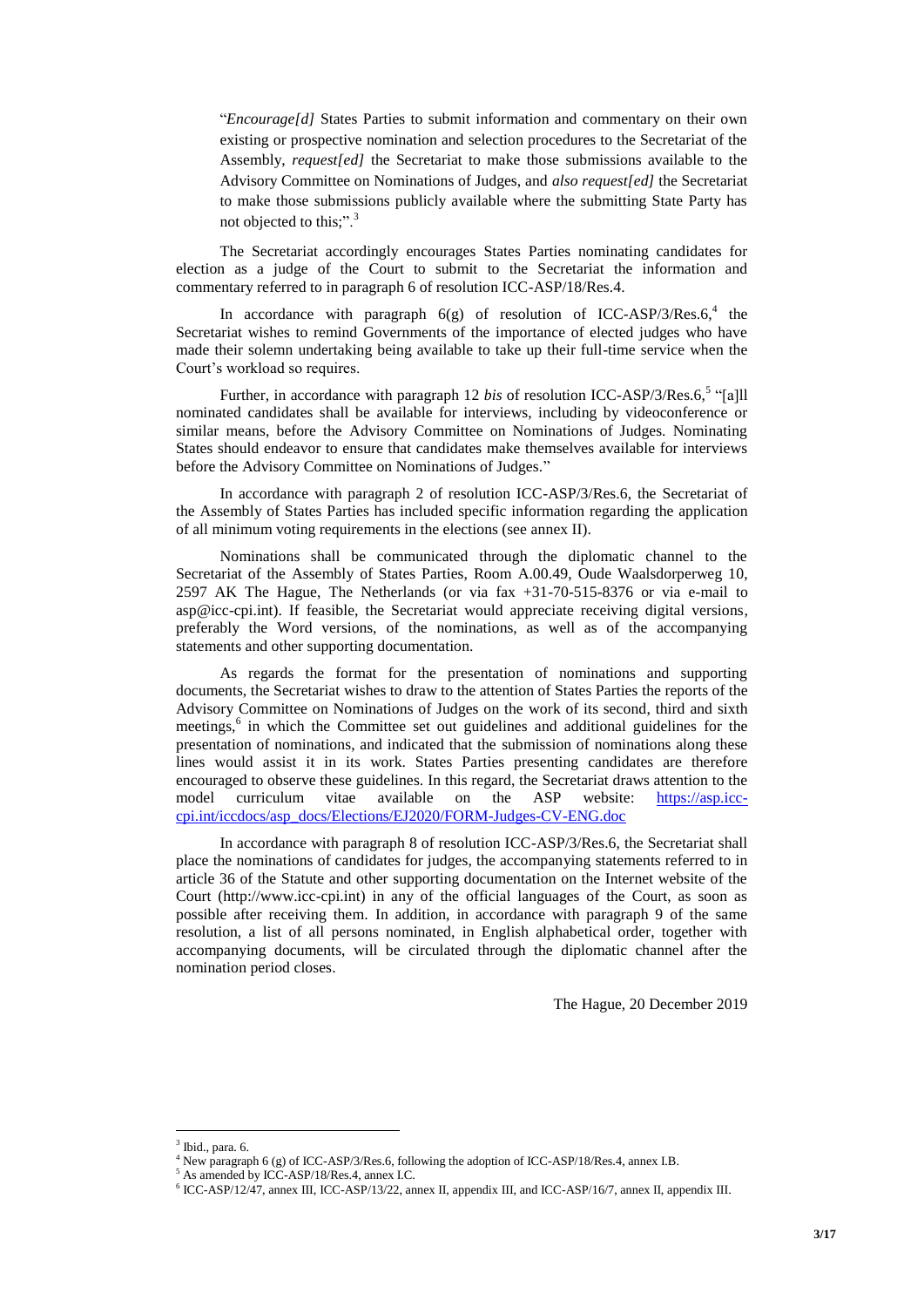"*Encourage[d]* States Parties to submit information and commentary on their own existing or prospective nomination and selection procedures to the Secretariat of the Assembly, *request[ed]* the Secretariat to make those submissions available to the Advisory Committee on Nominations of Judges, and *also request[ed]* the Secretariat to make those submissions publicly available where the submitting State Party has not objected to this;".[3]

The Secretariat accordingly encourages States Parties nominating candidates for election as a judge of the Court to submit to the Secretariat the information and commentary referred to in paragraph 6 of resolution ICC-ASP/18/Res.4.

In accordance with paragraph 6(g) of resolution of ICC-ASP/3/Res.6,[4] the Secretariat wishes to remind Governments of the importance of elected judges who have made their solemn undertaking being available to take up their full-time service when the Court's workload so requires.

Further, in accordance with paragraph 12 *bis* of resolution ICC-ASP/3/Res.6,[5] "[a]ll nominated candidates shall be available for interviews, including by videoconference or similar means, before the Advisory Committee on Nominations of Judges. Nominating States should endeavor to ensure that candidates make themselves available for interviews before the Advisory Committee on Nominations of Judges."

In accordance with paragraph 2 of resolution ICC-ASP/3/Res.6, the Secretariat of the Assembly of States Parties has included specific information regarding the application of all minimum voting requirements in the elections (see annex II).

Nominations shall be communicated through the diplomatic channel to the Secretariat of the Assembly of States Parties, Room A.00.49, Oude Waalsdorperweg 10, 2597 AK The Hague, The Netherlands (or via fax +31-70-515-8376 or via e-mail to asp@icc-cpi.int). If feasible, the Secretariat would appreciate receiving digital versions, preferably the Word versions, of the nominations, as well as of the accompanying statements and other supporting documentation.

As regards the format for the presentation of nominations and supporting documents, the Secretariat wishes to draw to the attention of States Parties the reports of the Advisory Committee on Nominations of Judges on the work of its second, third and sixth meetings,[6] in which the Committee set out guidelines and additional guidelines for the presentation of nominations, and indicated that the submission of nominations along these lines would assist it in its work. States Parties presenting candidates are therefore encouraged to observe these guidelines. In this regard, the Secretariat draws attention to the model curriculum vitae available on the ASP website: https://asp.icc-cpi.int/iccdocs/asp_docs/Elections/EJ2020/FORM-Judges-CV-ENG.doc

In accordance with paragraph 8 of resolution ICC-ASP/3/Res.6, the Secretariat shall place the nominations of candidates for judges, the accompanying statements referred to in article 36 of the Statute and other supporting documentation on the Internet website of the Court (http://www.icc-cpi.int) in any of the official languages of the Court, as soon as possible after receiving them. In addition, in accordance with paragraph 9 of the same resolution, a list of all persons nominated, in English alphabetical order, together with accompanying documents, will be circulated through the diplomatic channel after the nomination period closes.

The Hague, 20 December 2019

---

[3] Ibid., para. 6.

[4] New paragraph 6 (g) of ICC-ASP/3/Res.6, following the adoption of ICC-ASP/18/Res.4, annex I.B.

[5] As amended by ICC-ASP/18/Res.4, annex I.C.

[6] ICC-ASP/12/47, annex III, ICC-ASP/13/22, annex II, appendix III, and ICC-ASP/16/7, annex II, appendix III.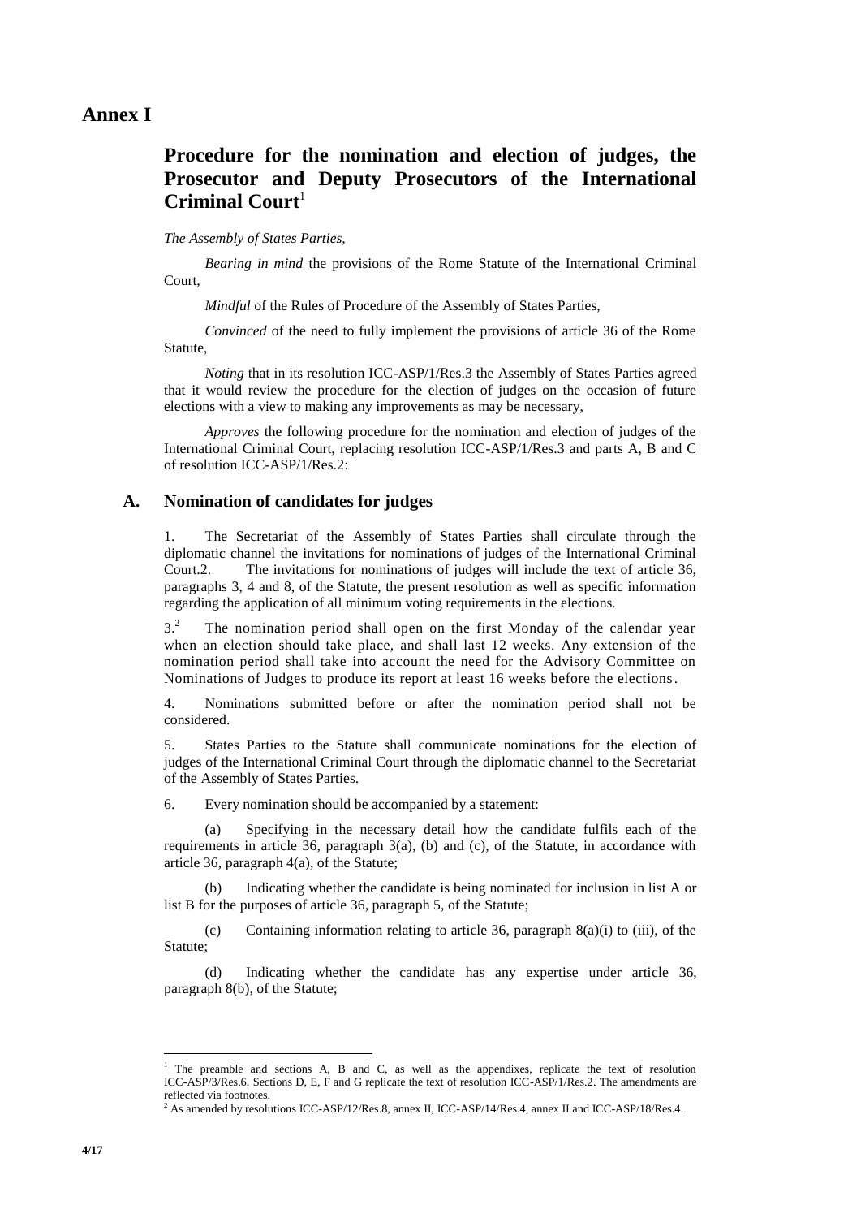# Annex I

## Procedure for the nomination and election of judges, the Prosecutor and Deputy Prosecutors of the International Criminal Court[1]

*The Assembly of States Parties,*

*Bearing in mind* the provisions of the Rome Statute of the International Criminal Court,

*Mindful* of the Rules of Procedure of the Assembly of States Parties,

*Convinced* of the need to fully implement the provisions of article 36 of the Rome Statute,

*Noting* that in its resolution ICC-ASP/1/Res.3 the Assembly of States Parties agreed that it would review the procedure for the election of judges on the occasion of future elections with a view to making any improvements as may be necessary,

*Approves* the following procedure for the nomination and election of judges of the International Criminal Court, replacing resolution ICC-ASP/1/Res.3 and parts A, B and C of resolution ICC-ASP/1/Res.2:

### A. Nomination of candidates for judges

1. The Secretariat of the Assembly of States Parties shall circulate through the diplomatic channel the invitations for nominations of judges of the International Criminal Court.2. The invitations for nominations of judges will include the text of article 36, paragraphs 3, 4 and 8, of the Statute, the present resolution as well as specific information regarding the application of all minimum voting requirements in the elections.

3.[2] The nomination period shall open on the first Monday of the calendar year when an election should take place, and shall last 12 weeks. Any extension of the nomination period shall take into account the need for the Advisory Committee on Nominations of Judges to produce its report at least 16 weeks before the elections.

4. Nominations submitted before or after the nomination period shall not be considered.

5. States Parties to the Statute shall communicate nominations for the election of judges of the International Criminal Court through the diplomatic channel to the Secretariat of the Assembly of States Parties.

6. Every nomination should be accompanied by a statement:

(a) Specifying in the necessary detail how the candidate fulfils each of the requirements in article 36, paragraph 3(a), (b) and (c), of the Statute, in accordance with article 36, paragraph 4(a), of the Statute;

(b) Indicating whether the candidate is being nominated for inclusion in list A or list B for the purposes of article 36, paragraph 5, of the Statute;

(c) Containing information relating to article 36, paragraph 8(a)(i) to (iii), of the Statute;

(d) Indicating whether the candidate has any expertise under article 36, paragraph 8(b), of the Statute;

---

[1] The preamble and sections A, B and C, as well as the appendixes, replicate the text of resolution ICC-ASP/3/Res.6. Sections D, E, F and G replicate the text of resolution ICC-ASP/1/Res.2. The amendments are reflected via footnotes.

[2] As amended by resolutions ICC-ASP/12/Res.8, annex II, ICC-ASP/14/Res.4, annex II and ICC-ASP/18/Res.4.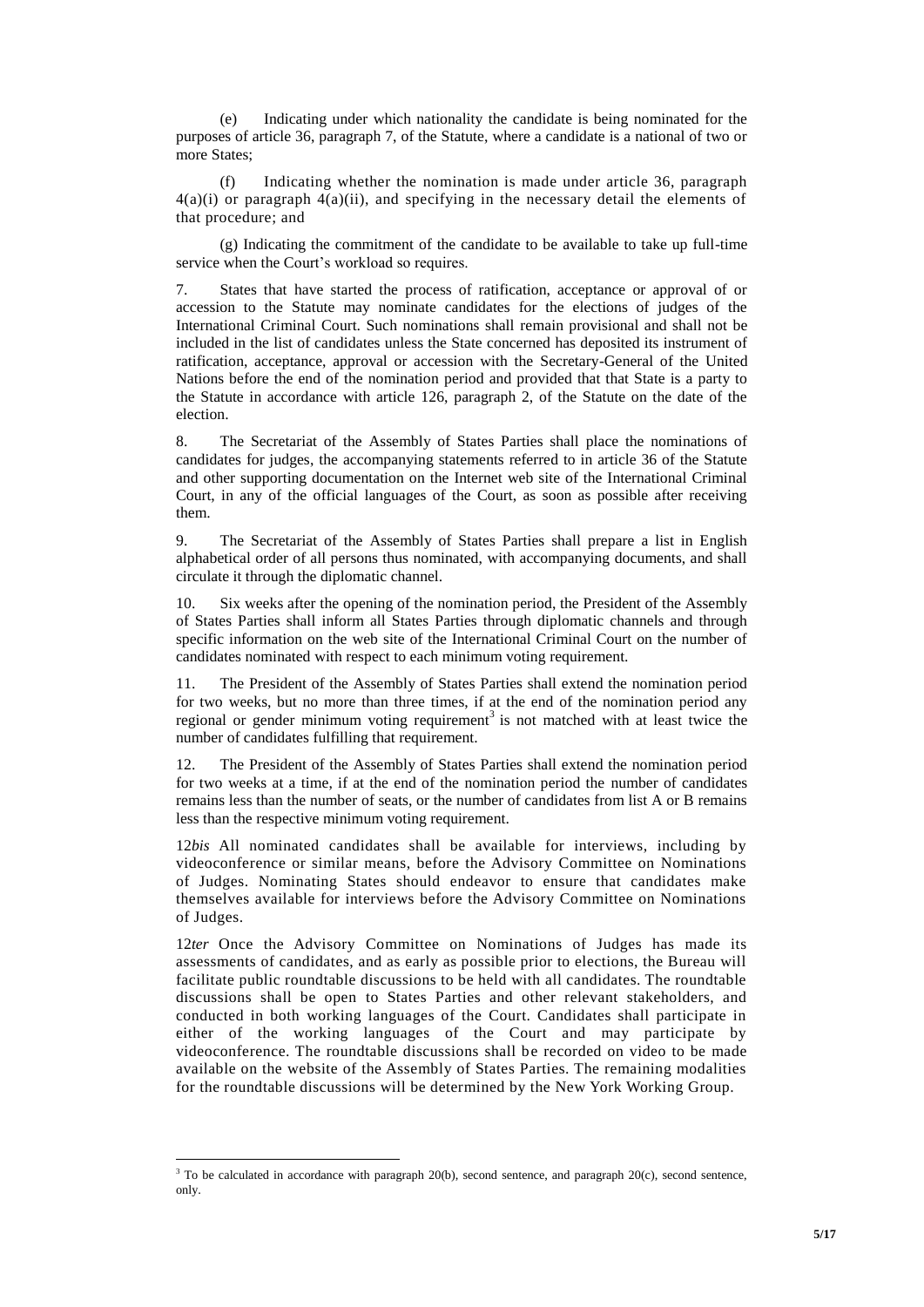(e) Indicating under which nationality the candidate is being nominated for the purposes of article 36, paragraph 7, of the Statute, where a candidate is a national of two or more States;

(f) Indicating whether the nomination is made under article 36, paragraph 4(a)(i) or paragraph 4(a)(ii), and specifying in the necessary detail the elements of that procedure; and

(g) Indicating the commitment of the candidate to be available to take up full-time service when the Court's workload so requires.

7. States that have started the process of ratification, acceptance or approval of or accession to the Statute may nominate candidates for the elections of judges of the International Criminal Court. Such nominations shall remain provisional and shall not be included in the list of candidates unless the State concerned has deposited its instrument of ratification, acceptance, approval or accession with the Secretary-General of the United Nations before the end of the nomination period and provided that that State is a party to the Statute in accordance with article 126, paragraph 2, of the Statute on the date of the election.

8. The Secretariat of the Assembly of States Parties shall place the nominations of candidates for judges, the accompanying statements referred to in article 36 of the Statute and other supporting documentation on the Internet web site of the International Criminal Court, in any of the official languages of the Court, as soon as possible after receiving them.

9. The Secretariat of the Assembly of States Parties shall prepare a list in English alphabetical order of all persons thus nominated, with accompanying documents, and shall circulate it through the diplomatic channel.

10. Six weeks after the opening of the nomination period, the President of the Assembly of States Parties shall inform all States Parties through diplomatic channels and through specific information on the web site of the International Criminal Court on the number of candidates nominated with respect to each minimum voting requirement.

11. The President of the Assembly of States Parties shall extend the nomination period for two weeks, but no more than three times, if at the end of the nomination period any regional or gender minimum voting requirement[3] is not matched with at least twice the number of candidates fulfilling that requirement.

12. The President of the Assembly of States Parties shall extend the nomination period for two weeks at a time, if at the end of the nomination period the number of candidates remains less than the number of seats, or the number of candidates from list A or B remains less than the respective minimum voting requirement.

12*bis* All nominated candidates shall be available for interviews, including by videoconference or similar means, before the Advisory Committee on Nominations of Judges. Nominating States should endeavor to ensure that candidates make themselves available for interviews before the Advisory Committee on Nominations of Judges.

12*ter* Once the Advisory Committee on Nominations of Judges has made its assessments of candidates, and as early as possible prior to elections, the Bureau will facilitate public roundtable discussions to be held with all candidates. The roundtable discussions shall be open to States Parties and other relevant stakeholders, and conducted in both working languages of the Court. Candidates shall participate in either of the working languages of the Court and may participate by videoconference. The roundtable discussions shall be recorded on video to be made available on the website of the Assembly of States Parties. The remaining modalities for the roundtable discussions will be determined by the New York Working Group.

[3] To be calculated in accordance with paragraph 20(b), second sentence, and paragraph 20(c), second sentence, only.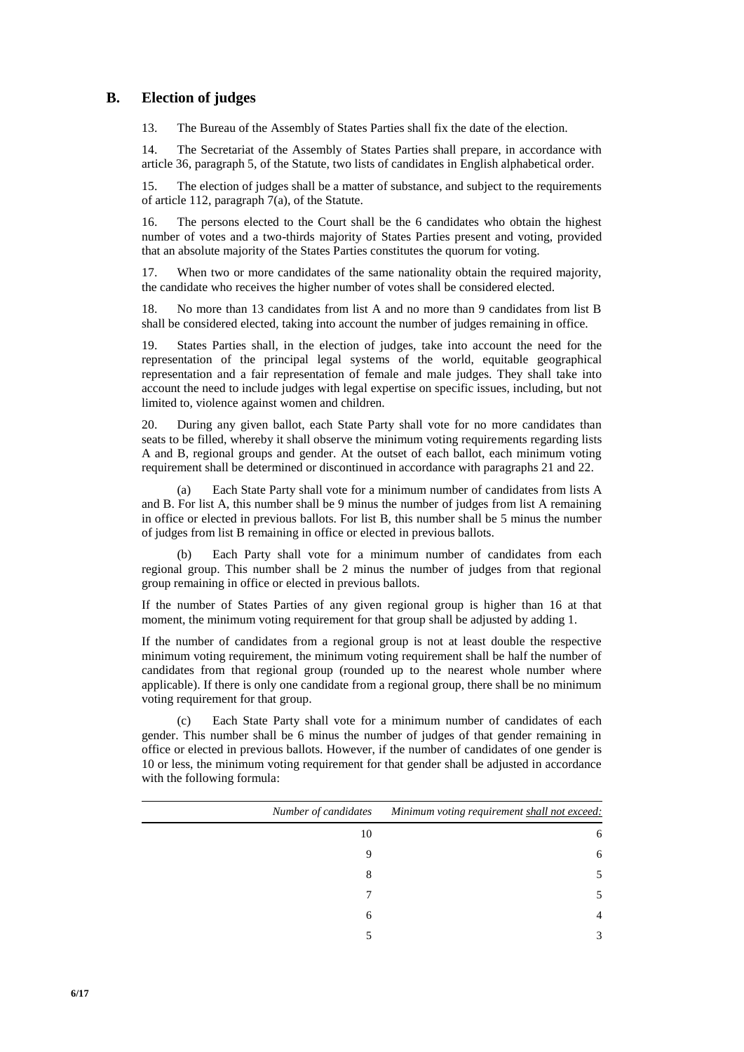## B. Election of judges

13. The Bureau of the Assembly of States Parties shall fix the date of the election.

14. The Secretariat of the Assembly of States Parties shall prepare, in accordance with article 36, paragraph 5, of the Statute, two lists of candidates in English alphabetical order.

15. The election of judges shall be a matter of substance, and subject to the requirements of article 112, paragraph 7(a), of the Statute.

16. The persons elected to the Court shall be the 6 candidates who obtain the highest number of votes and a two-thirds majority of States Parties present and voting, provided that an absolute majority of the States Parties constitutes the quorum for voting.

17. When two or more candidates of the same nationality obtain the required majority, the candidate who receives the higher number of votes shall be considered elected.

18. No more than 13 candidates from list A and no more than 9 candidates from list B shall be considered elected, taking into account the number of judges remaining in office.

19. States Parties shall, in the election of judges, take into account the need for the representation of the principal legal systems of the world, equitable geographical representation and a fair representation of female and male judges. They shall take into account the need to include judges with legal expertise on specific issues, including, but not limited to, violence against women and children.

20. During any given ballot, each State Party shall vote for no more candidates than seats to be filled, whereby it shall observe the minimum voting requirements regarding lists A and B, regional groups and gender. At the outset of each ballot, each minimum voting requirement shall be determined or discontinued in accordance with paragraphs 21 and 22.

(a) Each State Party shall vote for a minimum number of candidates from lists A and B. For list A, this number shall be 9 minus the number of judges from list A remaining in office or elected in previous ballots. For list B, this number shall be 5 minus the number of judges from list B remaining in office or elected in previous ballots.

(b) Each Party shall vote for a minimum number of candidates from each regional group. This number shall be 2 minus the number of judges from that regional group remaining in office or elected in previous ballots.

If the number of States Parties of any given regional group is higher than 16 at that moment, the minimum voting requirement for that group shall be adjusted by adding 1.

If the number of candidates from a regional group is not at least double the respective minimum voting requirement, the minimum voting requirement shall be half the number of candidates from that regional group (rounded up to the nearest whole number where applicable). If there is only one candidate from a regional group, there shall be no minimum voting requirement for that group.

(c) Each State Party shall vote for a minimum number of candidates of each gender. This number shall be 6 minus the number of judges of that gender remaining in office or elected in previous ballots. However, if the number of candidates of one gender is 10 or less, the minimum voting requirement for that gender shall be adjusted in accordance with the following formula:

| *Number of candidates* | *Minimum voting requirement shall not exceed:* |
|---:|---:|
| 10 | 6 |
| 9 | 6 |
| 8 | 5 |
| 7 | 5 |
| 6 | 4 |
| 5 | 3 |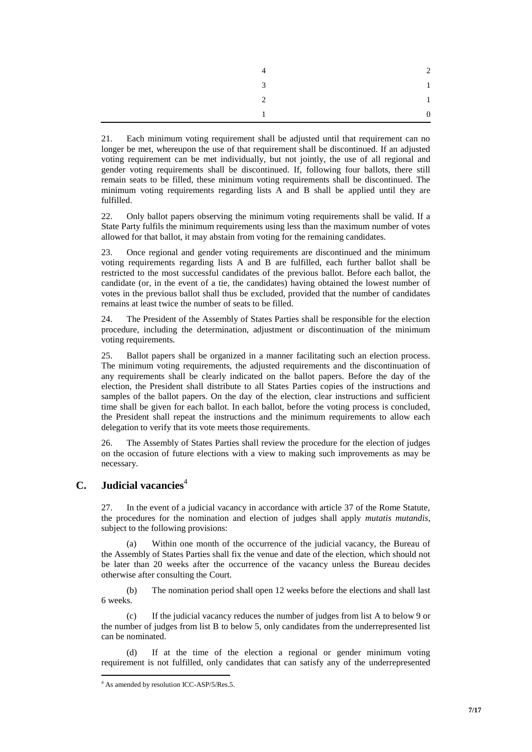| | |
|---|---|
| 4 | 2 |
| 3 | 1 |
| 2 | 1 |
| 1 | 0 |

21. Each minimum voting requirement shall be adjusted until that requirement can no longer be met, whereupon the use of that requirement shall be discontinued. If an adjusted voting requirement can be met individually, but not jointly, the use of all regional and gender voting requirements shall be discontinued. If, following four ballots, there still remain seats to be filled, these minimum voting requirements shall be discontinued. The minimum voting requirements regarding lists A and B shall be applied until they are fulfilled.

22. Only ballot papers observing the minimum voting requirements shall be valid. If a State Party fulfils the minimum requirements using less than the maximum number of votes allowed for that ballot, it may abstain from voting for the remaining candidates.

23. Once regional and gender voting requirements are discontinued and the minimum voting requirements regarding lists A and B are fulfilled, each further ballot shall be restricted to the most successful candidates of the previous ballot. Before each ballot, the candidate (or, in the event of a tie, the candidates) having obtained the lowest number of votes in the previous ballot shall thus be excluded, provided that the number of candidates remains at least twice the number of seats to be filled.

24. The President of the Assembly of States Parties shall be responsible for the election procedure, including the determination, adjustment or discontinuation of the minimum voting requirements.

25. Ballot papers shall be organized in a manner facilitating such an election process. The minimum voting requirements, the adjusted requirements and the discontinuation of any requirements shall be clearly indicated on the ballot papers. Before the day of the election, the President shall distribute to all States Parties copies of the instructions and samples of the ballot papers. On the day of the election, clear instructions and sufficient time shall be given for each ballot. In each ballot, before the voting process is concluded, the President shall repeat the instructions and the minimum requirements to allow each delegation to verify that its vote meets those requirements.

26. The Assembly of States Parties shall review the procedure for the election of judges on the occasion of future elections with a view to making such improvements as may be necessary.

## C. Judicial vacancies[4]

27. In the event of a judicial vacancy in accordance with article 37 of the Rome Statute, the procedures for the nomination and election of judges shall apply *mutatis mutandis*, subject to the following provisions:

(a) Within one month of the occurrence of the judicial vacancy, the Bureau of the Assembly of States Parties shall fix the venue and date of the election, which should not be later than 20 weeks after the occurrence of the vacancy unless the Bureau decides otherwise after consulting the Court.

(b) The nomination period shall open 12 weeks before the elections and shall last 6 weeks.

(c) If the judicial vacancy reduces the number of judges from list A to below 9 or the number of judges from list B to below 5, only candidates from the underrepresented list can be nominated.

(d) If at the time of the election a regional or gender minimum voting requirement is not fulfilled, only candidates that can satisfy any of the underrepresented

[4] As amended by resolution ICC-ASP/5/Res.5.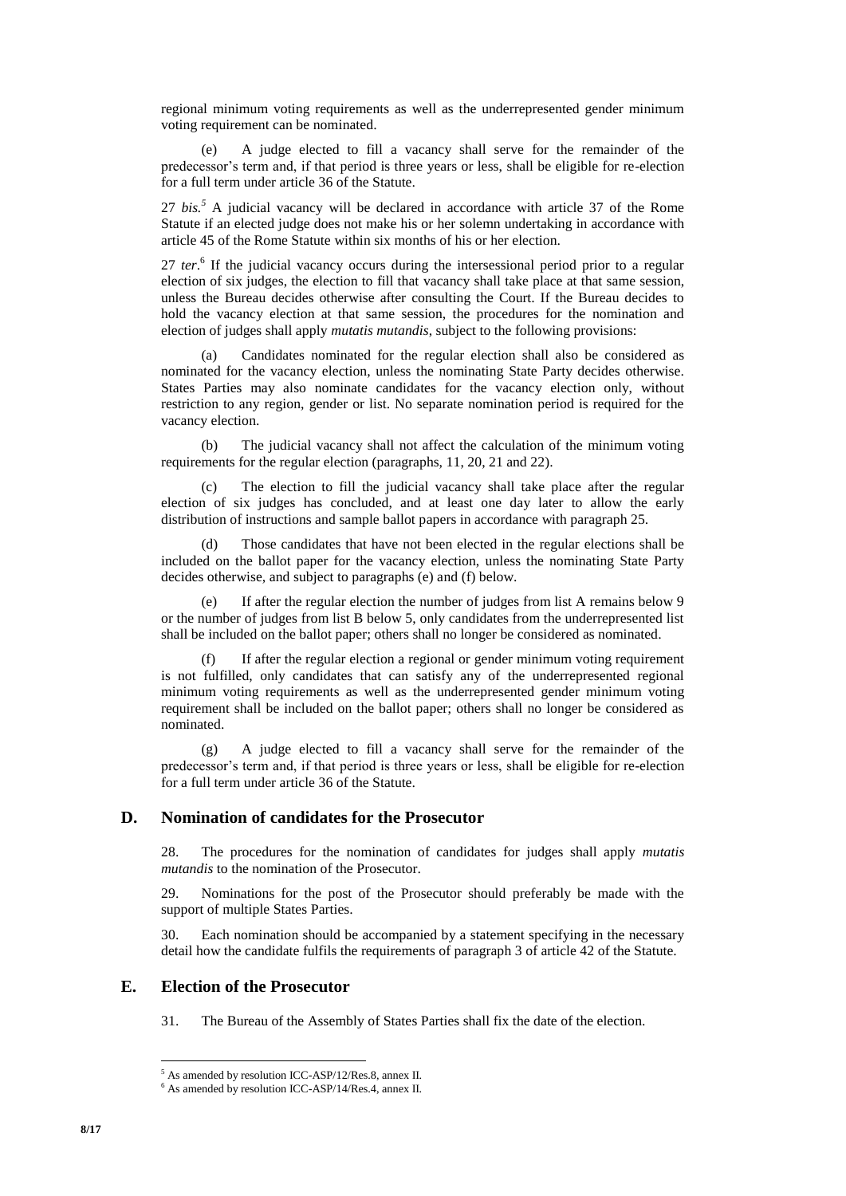regional minimum voting requirements as well as the underrepresented gender minimum voting requirement can be nominated.

(e) A judge elected to fill a vacancy shall serve for the remainder of the predecessor's term and, if that period is three years or less, shall be eligible for re-election for a full term under article 36 of the Statute.

27 *bis.*[5] A judicial vacancy will be declared in accordance with article 37 of the Rome Statute if an elected judge does not make his or her solemn undertaking in accordance with article 45 of the Rome Statute within six months of his or her election.

27 *ter*.[6] If the judicial vacancy occurs during the intersessional period prior to a regular election of six judges, the election to fill that vacancy shall take place at that same session, unless the Bureau decides otherwise after consulting the Court. If the Bureau decides to hold the vacancy election at that same session, the procedures for the nomination and election of judges shall apply *mutatis mutandis*, subject to the following provisions:

(a) Candidates nominated for the regular election shall also be considered as nominated for the vacancy election, unless the nominating State Party decides otherwise. States Parties may also nominate candidates for the vacancy election only, without restriction to any region, gender or list. No separate nomination period is required for the vacancy election.

(b) The judicial vacancy shall not affect the calculation of the minimum voting requirements for the regular election (paragraphs, 11, 20, 21 and 22).

(c) The election to fill the judicial vacancy shall take place after the regular election of six judges has concluded, and at least one day later to allow the early distribution of instructions and sample ballot papers in accordance with paragraph 25.

(d) Those candidates that have not been elected in the regular elections shall be included on the ballot paper for the vacancy election, unless the nominating State Party decides otherwise, and subject to paragraphs (e) and (f) below.

(e) If after the regular election the number of judges from list A remains below 9 or the number of judges from list B below 5, only candidates from the underrepresented list shall be included on the ballot paper; others shall no longer be considered as nominated.

(f) If after the regular election a regional or gender minimum voting requirement is not fulfilled, only candidates that can satisfy any of the underrepresented regional minimum voting requirements as well as the underrepresented gender minimum voting requirement shall be included on the ballot paper; others shall no longer be considered as nominated.

(g) A judge elected to fill a vacancy shall serve for the remainder of the predecessor's term and, if that period is three years or less, shall be eligible for re-election for a full term under article 36 of the Statute.

## D. Nomination of candidates for the Prosecutor

28. The procedures for the nomination of candidates for judges shall apply *mutatis mutandis* to the nomination of the Prosecutor.

29. Nominations for the post of the Prosecutor should preferably be made with the support of multiple States Parties.

30. Each nomination should be accompanied by a statement specifying in the necessary detail how the candidate fulfils the requirements of paragraph 3 of article 42 of the Statute.

## E. Election of the Prosecutor

31. The Bureau of the Assembly of States Parties shall fix the date of the election.

---

[5] As amended by resolution ICC-ASP/12/Res.8, annex II.

[6] As amended by resolution ICC-ASP/14/Res.4, annex II.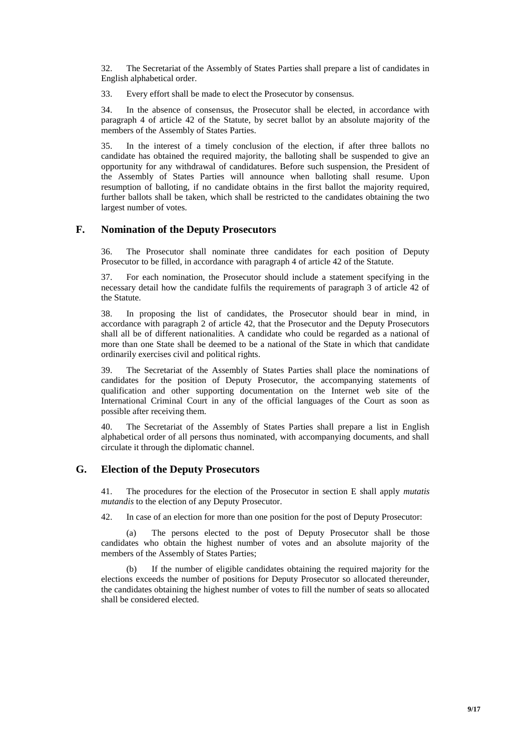32. The Secretariat of the Assembly of States Parties shall prepare a list of candidates in English alphabetical order.

33. Every effort shall be made to elect the Prosecutor by consensus.

34. In the absence of consensus, the Prosecutor shall be elected, in accordance with paragraph 4 of article 42 of the Statute, by secret ballot by an absolute majority of the members of the Assembly of States Parties.

35. In the interest of a timely conclusion of the election, if after three ballots no candidate has obtained the required majority, the balloting shall be suspended to give an opportunity for any withdrawal of candidatures. Before such suspension, the President of the Assembly of States Parties will announce when balloting shall resume. Upon resumption of balloting, if no candidate obtains in the first ballot the majority required, further ballots shall be taken, which shall be restricted to the candidates obtaining the two largest number of votes.

## F. Nomination of the Deputy Prosecutors

36. The Prosecutor shall nominate three candidates for each position of Deputy Prosecutor to be filled, in accordance with paragraph 4 of article 42 of the Statute.

37. For each nomination, the Prosecutor should include a statement specifying in the necessary detail how the candidate fulfils the requirements of paragraph 3 of article 42 of the Statute.

38. In proposing the list of candidates, the Prosecutor should bear in mind, in accordance with paragraph 2 of article 42, that the Prosecutor and the Deputy Prosecutors shall all be of different nationalities. A candidate who could be regarded as a national of more than one State shall be deemed to be a national of the State in which that candidate ordinarily exercises civil and political rights.

39. The Secretariat of the Assembly of States Parties shall place the nominations of candidates for the position of Deputy Prosecutor, the accompanying statements of qualification and other supporting documentation on the Internet web site of the International Criminal Court in any of the official languages of the Court as soon as possible after receiving them.

40. The Secretariat of the Assembly of States Parties shall prepare a list in English alphabetical order of all persons thus nominated, with accompanying documents, and shall circulate it through the diplomatic channel.

## G. Election of the Deputy Prosecutors

41. The procedures for the election of the Prosecutor in section E shall apply *mutatis mutandis* to the election of any Deputy Prosecutor.

42. In case of an election for more than one position for the post of Deputy Prosecutor:

(a) The persons elected to the post of Deputy Prosecutor shall be those candidates who obtain the highest number of votes and an absolute majority of the members of the Assembly of States Parties;

(b) If the number of eligible candidates obtaining the required majority for the elections exceeds the number of positions for Deputy Prosecutor so allocated thereunder, the candidates obtaining the highest number of votes to fill the number of seats so allocated shall be considered elected.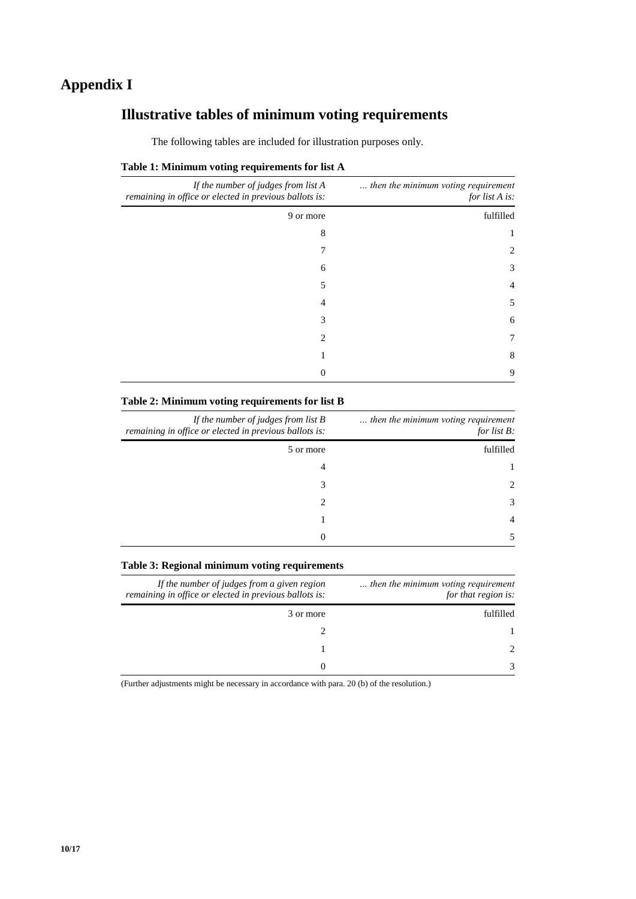# Appendix I

## Illustrative tables of minimum voting requirements

The following tables are included for illustration purposes only.

**Table 1: Minimum voting requirements for list A**

| *If the number of judges from list A remaining in office or elected in previous ballots is:* | *... then the minimum voting requirement for list A is:* |
|---:|---:|
| 9 or more | fulfilled |
| 8 | 1 |
| 7 | 2 |
| 6 | 3 |
| 5 | 4 |
| 4 | 5 |
| 3 | 6 |
| 2 | 7 |
| 1 | 8 |
| 0 | 9 |

**Table 2: Minimum voting requirements for list B**

| *If the number of judges from list B remaining in office or elected in previous ballots is:* | *... then the minimum voting requirement for list B:* |
|---:|---:|
| 5 or more | fulfilled |
| 4 | 1 |
| 3 | 2 |
| 2 | 3 |
| 1 | 4 |
| 0 | 5 |

**Table 3: Regional minimum voting requirements**

| *If the number of judges from a given region remaining in office or elected in previous ballots is:* | *... then the minimum voting requirement for that region is:* |
|---:|---:|
| 3 or more | fulfilled |
| 2 | 1 |
| 1 | 2 |
| 0 | 3 |

(Further adjustments might be necessary in accordance with para. 20 (b) of the resolution.)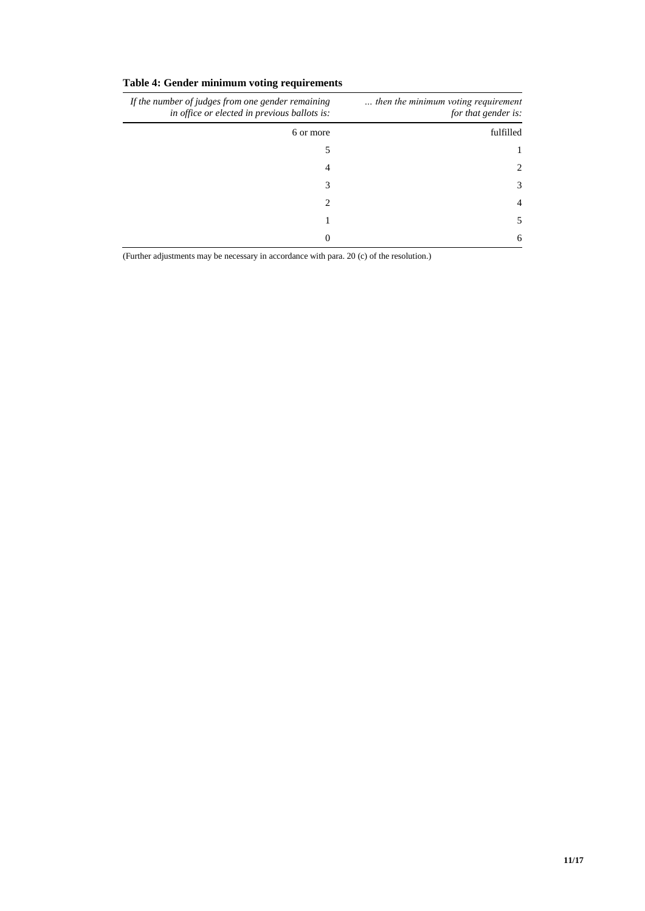**Table 4: Gender minimum voting requirements**

| *If the number of judges from one gender remaining in office or elected in previous ballots is:* | *… then the minimum voting requirement for that gender is:* |
|---:|---:|
| 6 or more | fulfilled |
| 5 | 1 |
| 4 | 2 |
| 3 | 3 |
| 2 | 4 |
| 1 | 5 |
| 0 | 6 |

(Further adjustments may be necessary in accordance with para. 20 (c) of the resolution.)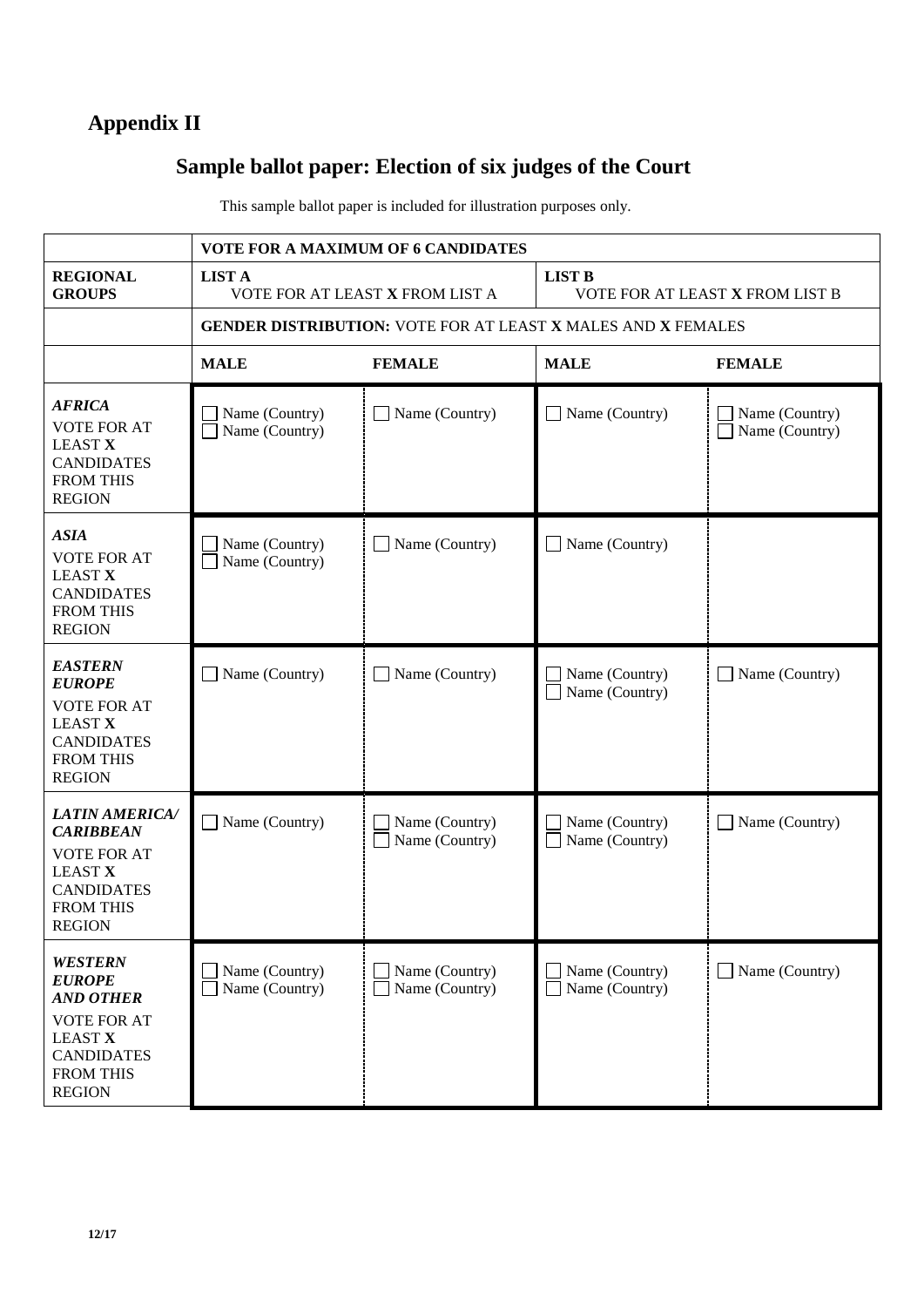# Appendix II

## Sample ballot paper: Election of six judges of the Court

This sample ballot paper is included for illustration purposes only.

| | VOTE FOR A MAXIMUM OF 6 CANDIDATES | | | |
|---|---|---|---|---|
| **REGIONAL GROUPS** | **LIST A** VOTE FOR AT LEAST **X** FROM LIST A | | **LIST B** VOTE FOR AT LEAST **X** FROM LIST B | |
| | **GENDER DISTRIBUTION:** VOTE FOR AT LEAST **X** MALES AND **X** FEMALES | | | |
| | **MALE** | **FEMALE** | **MALE** | **FEMALE** |
| ***AFRICA*** VOTE FOR AT LEAST **X** CANDIDATES FROM THIS REGION | ☐ Name (Country)<br>☐ Name (Country) | ☐ Name (Country) | ☐ Name (Country) | ☐ Name (Country)<br>☐ Name (Country) |
| ***ASIA*** VOTE FOR AT LEAST **X** CANDIDATES FROM THIS REGION | ☐ Name (Country)<br>☐ Name (Country) | ☐ Name (Country) | ☐ Name (Country) | |
| ***EASTERN EUROPE*** VOTE FOR AT LEAST **X** CANDIDATES FROM THIS REGION | ☐ Name (Country) | ☐ Name (Country) | ☐ Name (Country)<br>☐ Name (Country) | ☐ Name (Country) |
| ***LATIN AMERICA/ CARIBBEAN*** VOTE FOR AT LEAST **X** CANDIDATES FROM THIS REGION | ☐ Name (Country) | ☐ Name (Country)<br>☐ Name (Country) | ☐ Name (Country)<br>☐ Name (Country) | ☐ Name (Country) |
| ***WESTERN EUROPE AND OTHER*** VOTE FOR AT LEAST **X** CANDIDATES FROM THIS REGION | ☐ Name (Country)<br>☐ Name (Country) | ☐ Name (Country)<br>☐ Name (Country) | ☐ Name (Country)<br>☐ Name (Country) | ☐ Name (Country) |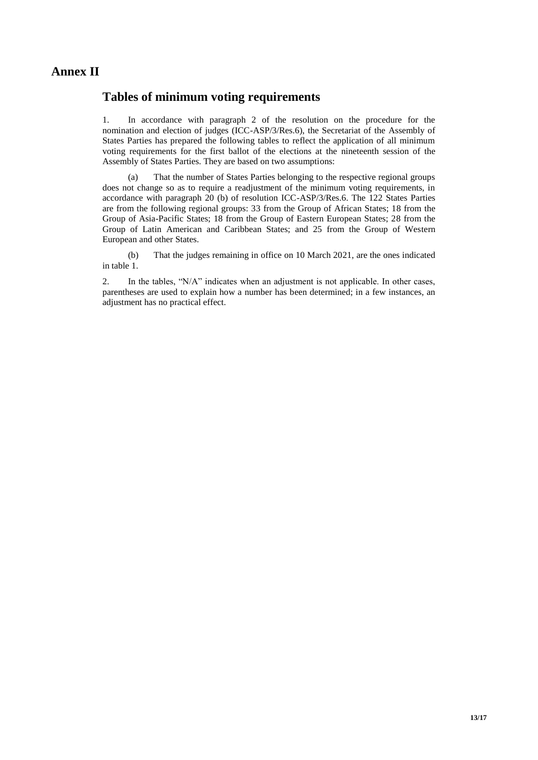# Annex II

## Tables of minimum voting requirements

1. In accordance with paragraph 2 of the resolution on the procedure for the nomination and election of judges (ICC-ASP/3/Res.6), the Secretariat of the Assembly of States Parties has prepared the following tables to reflect the application of all minimum voting requirements for the first ballot of the elections at the nineteenth session of the Assembly of States Parties. They are based on two assumptions:

(a) That the number of States Parties belonging to the respective regional groups does not change so as to require a readjustment of the minimum voting requirements, in accordance with paragraph 20 (b) of resolution ICC-ASP/3/Res.6. The 122 States Parties are from the following regional groups: 33 from the Group of African States; 18 from the Group of Asia-Pacific States; 18 from the Group of Eastern European States; 28 from the Group of Latin American and Caribbean States; and 25 from the Group of Western European and other States.

(b) That the judges remaining in office on 10 March 2021, are the ones indicated in table 1.

2. In the tables, "N/A" indicates when an adjustment is not applicable. In other cases, parentheses are used to explain how a number has been determined; in a few instances, an adjustment has no practical effect.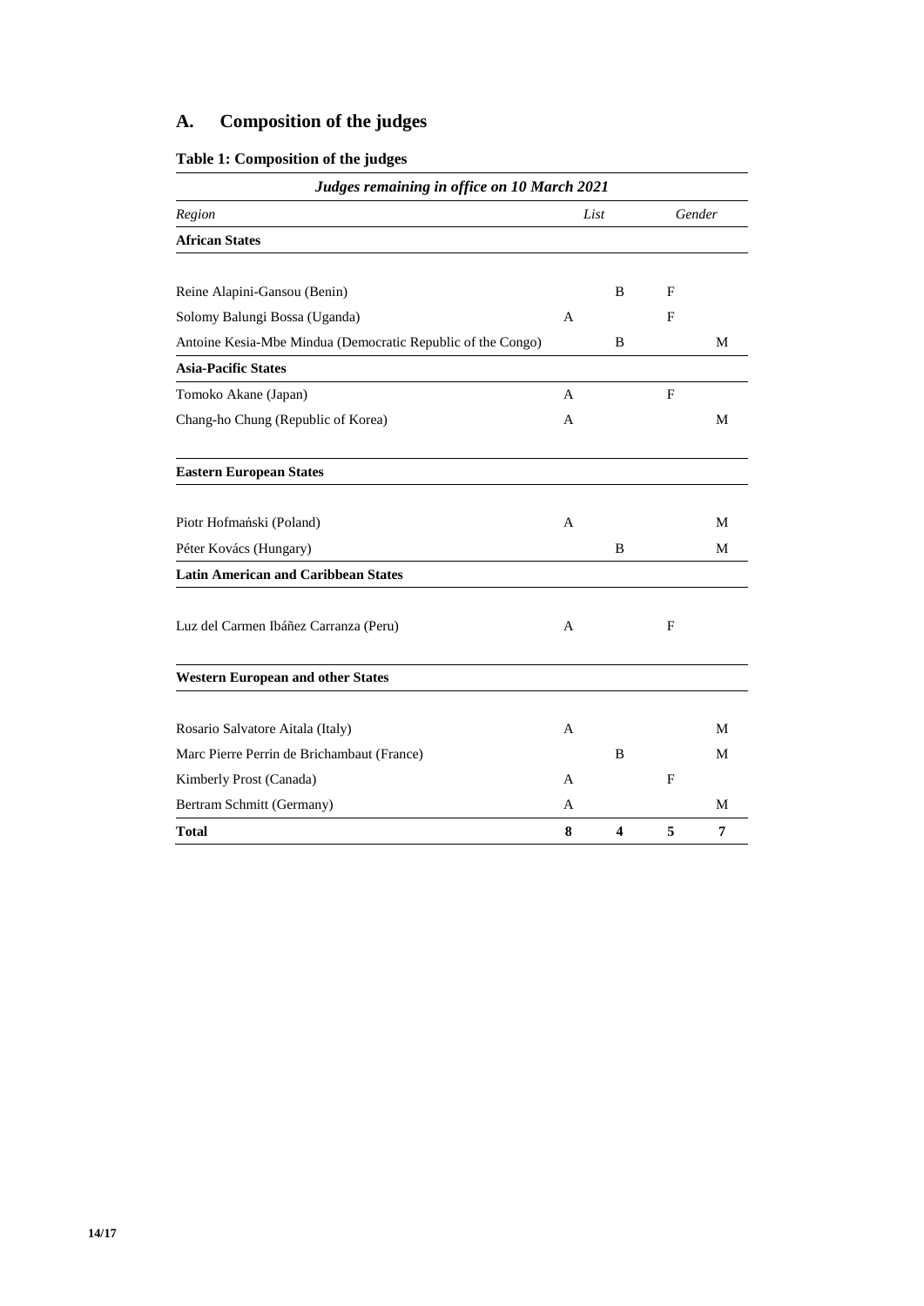## A. Composition of the judges

**Table 1: Composition of the judges**

| *Judges remaining in office on 10 March 2021* | | | | |
|---|---|---|---|---|
| *Region* | *List* | | *Gender* | |
| **African States** | | | | |
| Reine Alapini-Gansou (Benin) | | B | F | |
| Solomy Balungi Bossa (Uganda) | A | | F | |
| Antoine Kesia-Mbe Mindua (Democratic Republic of the Congo) | | B | | M |
| **Asia-Pacific States** | | | | |
| Tomoko Akane (Japan) | A | | F | |
| Chang-ho Chung (Republic of Korea) | A | | | M |
| **Eastern European States** | | | | |
| Piotr Hofmański (Poland) | A | | | M |
| Péter Kovács (Hungary) | | B | | M |
| **Latin American and Caribbean States** | | | | |
| Luz del Carmen Ibáñez Carranza (Peru) | A | | F | |
| **Western European and other States** | | | | |
| Rosario Salvatore Aitala (Italy) | A | | | M |
| Marc Pierre Perrin de Brichambaut (France) | | B | | M |
| Kimberly Prost (Canada) | A | | F | |
| Bertram Schmitt (Germany) | A | | | M |
| **Total** | **8** | **4** | **5** | **7** |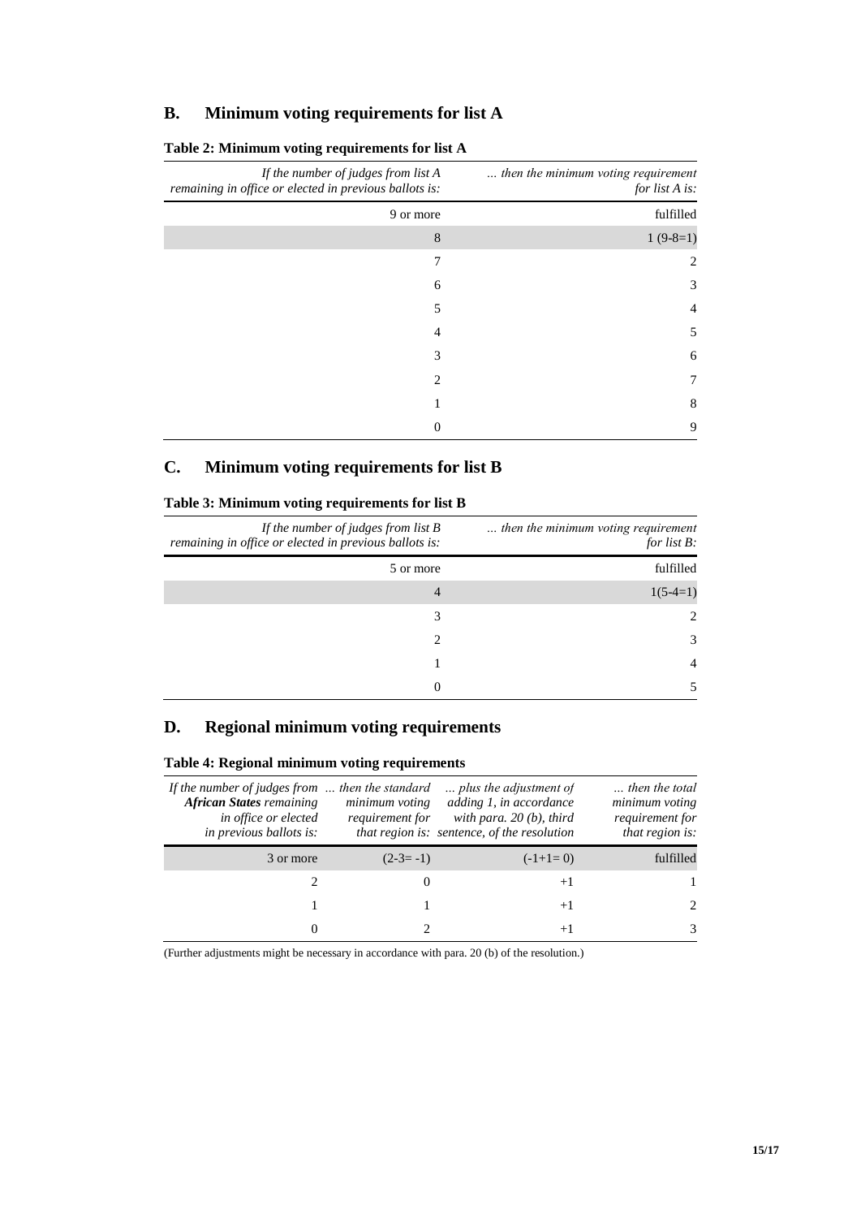## B. Minimum voting requirements for list A

**Table 2: Minimum voting requirements for list A**

| *If the number of judges from list A remaining in office or elected in previous ballots is:* | *… then the minimum voting requirement for list A is:* |
|---:|---:|
| 9 or more | fulfilled |
| 8 | 1 (9-8=1) |
| 7 | 2 |
| 6 | 3 |
| 5 | 4 |
| 4 | 5 |
| 3 | 6 |
| 2 | 7 |
| 1 | 8 |
| 0 | 9 |

## C. Minimum voting requirements for list B

**Table 3: Minimum voting requirements for list B**

| *If the number of judges from list B remaining in office or elected in previous ballots is:* | *… then the minimum voting requirement for list B:* |
|---:|---:|
| 5 or more | fulfilled |
| 4 | 1(5-4=1) |
| 3 | 2 |
| 2 | 3 |
| 1 | 4 |
| 0 | 5 |

## D. Regional minimum voting requirements

**Table 4: Regional minimum voting requirements**

| *If the number of judges from **African States** remaining in office or elected in previous ballots is:* | *… then the standard minimum voting requirement for that region is:* | *… plus the adjustment of adding 1, in accordance with para. 20 (b), third sentence, of the resolution* | *… then the total minimum voting requirement for that region is:* |
|---:|---:|---:|---:|
| 3 or more | (2-3= -1) | (-1+1= 0) | fulfilled |
| 2 | 0 | +1 | 1 |
| 1 | 1 | +1 | 2 |
| 0 | 2 | +1 | 3 |

(Further adjustments might be necessary in accordance with para. 20 (b) of the resolution.)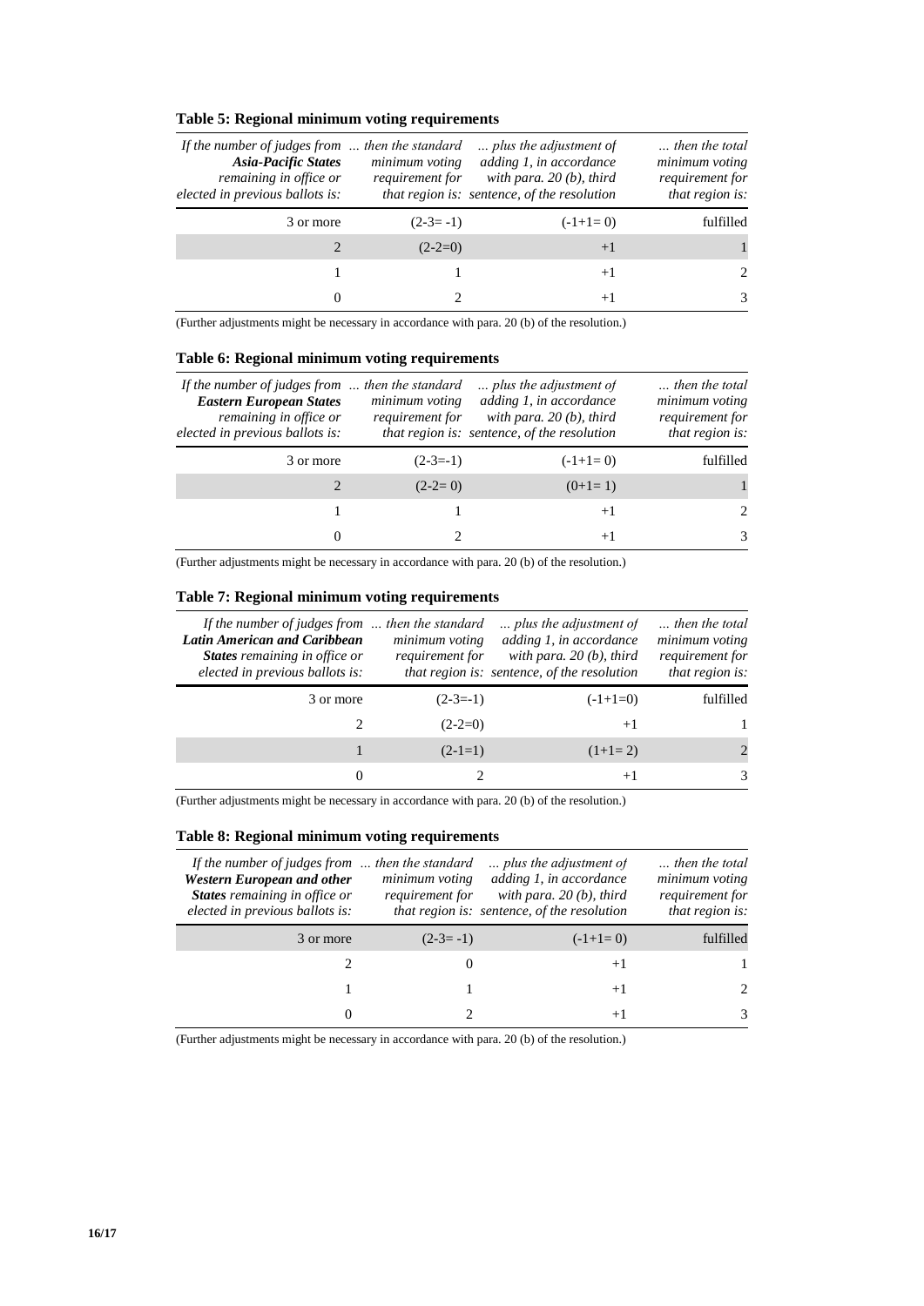**Table 5: Regional minimum voting requirements**

| *If the number of judges from **Asia-Pacific States** remaining in office or elected in previous ballots is:* | *... then the standard minimum voting requirement for that region is:* | *... plus the adjustment of adding 1, in accordance with para. 20 (b), third sentence, of the resolution* | *... then the total minimum voting requirement for that region is:* |
|---|---|---|---|
| 3 or more | (2-3= -1) | (-1+1= 0) | fulfilled |
| 2 | (2-2=0) | +1 | 1 |
| 1 | 1 | +1 | 2 |
| 0 | 2 | +1 | 3 |

(Further adjustments might be necessary in accordance with para. 20 (b) of the resolution.)

**Table 6: Regional minimum voting requirements**

| *If the number of judges from **Eastern European States** remaining in office or elected in previous ballots is:* | *... then the standard minimum voting requirement for that region is:* | *... plus the adjustment of adding 1, in accordance with para. 20 (b), third sentence, of the resolution* | *... then the total minimum voting requirement for that region is:* |
|---|---|---|---|
| 3 or more | (2-3=-1) | (-1+1= 0) | fulfilled |
| 2 | (2-2= 0) | (0+1= 1) | 1 |
| 1 | 1 | +1 | 2 |
| 0 | 2 | +1 | 3 |

(Further adjustments might be necessary in accordance with para. 20 (b) of the resolution.)

**Table 7: Regional minimum voting requirements**

| *If the number of judges from **Latin American and Caribbean States** remaining in office or elected in previous ballots is:* | *... then the standard minimum voting requirement for that region is:* | *... plus the adjustment of adding 1, in accordance with para. 20 (b), third sentence, of the resolution* | *... then the total minimum voting requirement for that region is:* |
|---|---|---|---|
| 3 or more | (2-3=-1) | (-1+1=0) | fulfilled |
| 2 | (2-2=0) | +1 | 1 |
| 1 | (2-1=1) | (1+1= 2) | 2 |
| 0 | 2 | +1 | 3 |

(Further adjustments might be necessary in accordance with para. 20 (b) of the resolution.)

**Table 8: Regional minimum voting requirements**

| *If the number of judges from **Western European and other States** remaining in office or elected in previous ballots is:* | *... then the standard minimum voting requirement for that region is:* | *... plus the adjustment of adding 1, in accordance with para. 20 (b), third sentence, of the resolution* | *... then the total minimum voting requirement for that region is:* |
|---|---|---|---|
| 3 or more | (2-3= -1) | (-1+1= 0) | fulfilled |
| 2 | 0 | +1 | 1 |
| 1 | 1 | +1 | 2 |
| 0 | 2 | +1 | 3 |

(Further adjustments might be necessary in accordance with para. 20 (b) of the resolution.)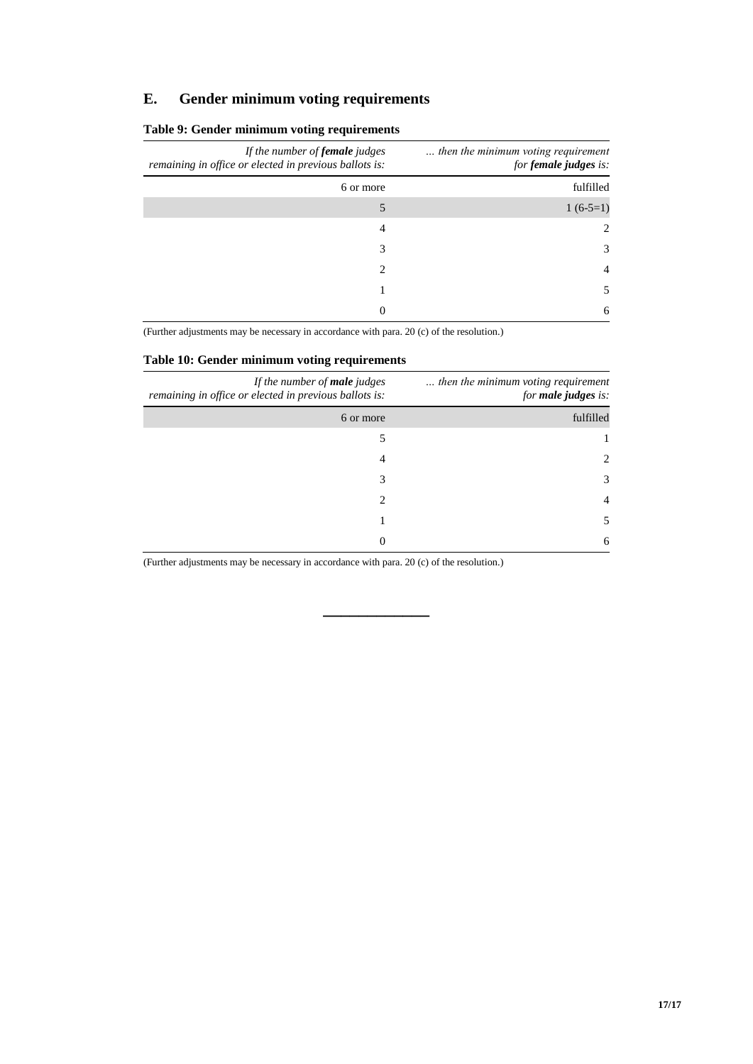## E. Gender minimum voting requirements

**Table 9: Gender minimum voting requirements**

| *If the number of **female** judges remaining in office or elected in previous ballots is:* | *... then the minimum voting requirement for **female judges** is:* |
|---|---|
| 6 or more | fulfilled |
| 5 | 1 (6-5=1) |
| 4 | 2 |
| 3 | 3 |
| 2 | 4 |
| 1 | 5 |
| 0 | 6 |

(Further adjustments may be necessary in accordance with para. 20 (c) of the resolution.)

**Table 10: Gender minimum voting requirements**

| *If the number of **male** judges remaining in office or elected in previous ballots is:* | *... then the minimum voting requirement for **male judges** is:* |
|---|---|
| 6 or more | fulfilled |
| 5 | 1 |
| 4 | 2 |
| 3 | 3 |
| 2 | 4 |
| 1 | 5 |
| 0 | 6 |

(Further adjustments may be necessary in accordance with para. 20 (c) of the resolution.)